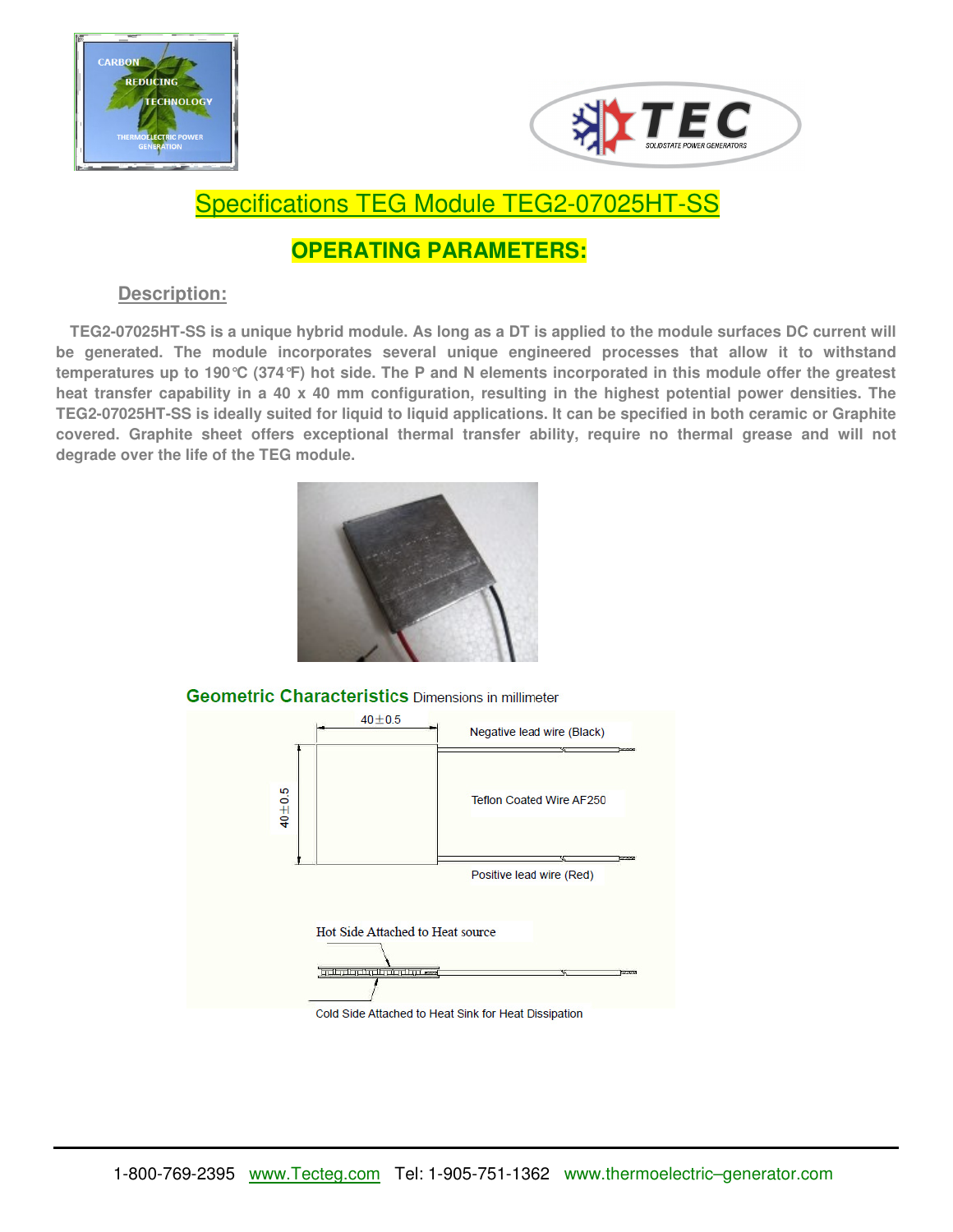# Specifications TEG Module TEG2-07025HT-SS

## OPERATING PARAMETERS:

### Description:

**TEG2-07025HT-SS is a unique hybrid module. As long as a DT is applied to the module surfaces DC current will be generated. The module incorporates several unique engineered processes that allow it to withstand temperatures up to 190℃ (374℉) hot side. The P and N elements incorporated in this module offer the greatest heat transfer capability in a 40 x 40 mm configuration, resulting in the highest potential power densities. The TEG2-07025HT-SS is ideally suited for liquid to liquid applications. It can be specified in both ceramic or Graphite covered. Graphite sheet offers exceptional thermal transfer ability, require no thermal grease and will not degrade over the life of the TEG module.**

### Geometric Characteristics Dimensions in millimeter

40±0.5

40±0.5

Negative lead wire (Black)

Teflon Coated Wire AF250

Positive lead wire (Red)

Hot Side Attached to Heat source

Cold Side Attached to Heat Sink for Heat Dissipation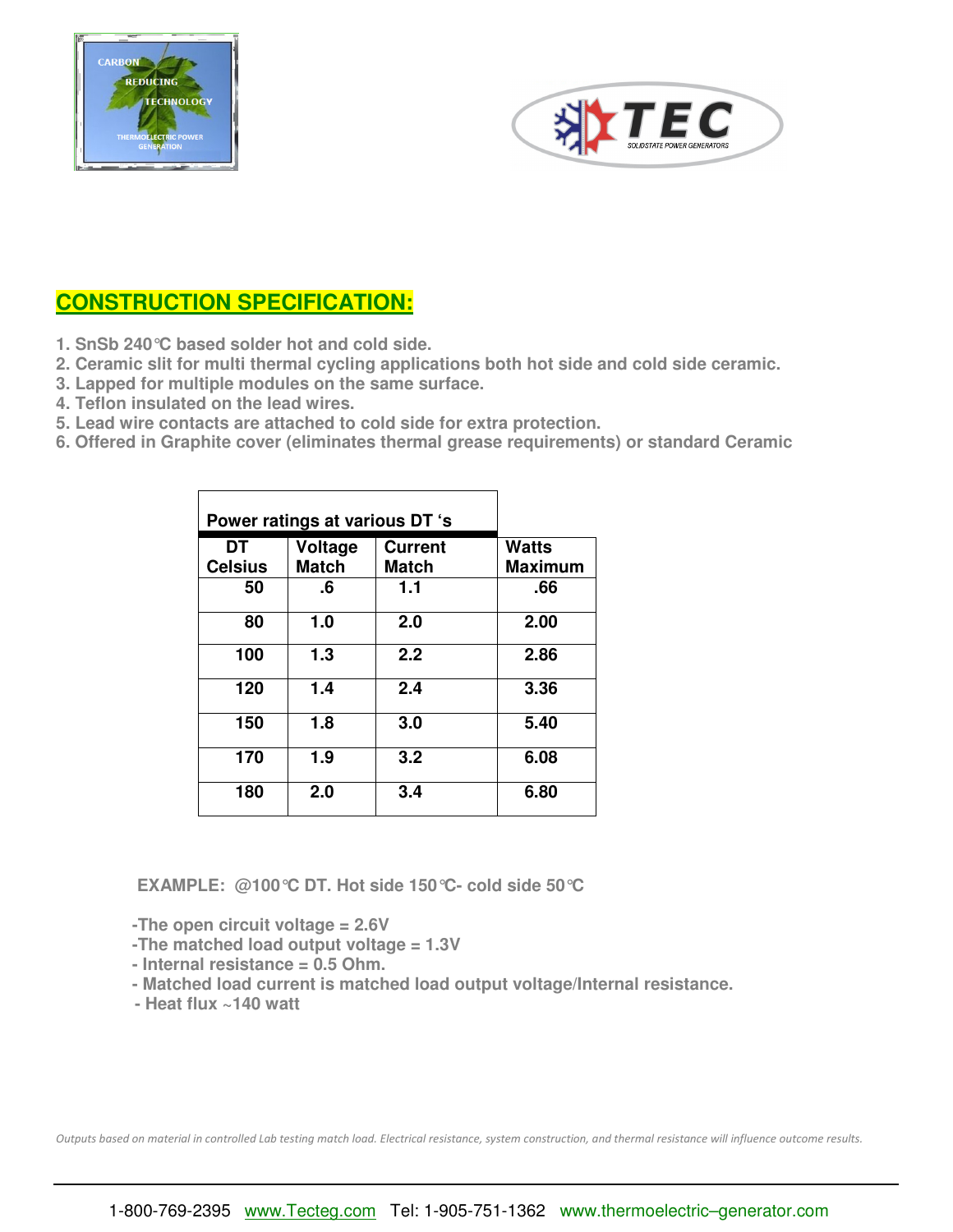## CONSTRUCTION SPECIFICATION:

1. SnSb 240℃ based solder hot and cold side.
2. Ceramic slit for multi thermal cycling applications both hot side and cold side ceramic.
3. Lapped for multiple modules on the same surface.
4. Teflon insulated on the lead wires.
5. Lead wire contacts are attached to cold side for extra protection.
6. Offered in Graphite cover (eliminates thermal grease requirements) or standard Ceramic

**Power ratings at various DT 's**

| DT Celsius | Voltage Match | Current Match | Watts Maximum |
|---|---|---|---|
| 50 | .6 | 1.1 | .66 |
| 80 | 1.0 | 2.0 | 2.00 |
| 100 | 1.3 | 2.2 | 2.86 |
| 120 | 1.4 | 2.4 | 3.36 |
| 150 | 1.8 | 3.0 | 5.40 |
| 170 | 1.9 | 3.2 | 6.08 |
| 180 | 2.0 | 3.4 | 6.80 |

**EXAMPLE: @100℃ DT. Hot side 150℃- cold side 50℃**

-The open circuit voltage = 2.6V
-The matched load output voltage = 1.3V
- Internal resistance = 0.5 Ohm.
- Matched load current is matched load output voltage/Internal resistance.
- Heat flux ~140 watt

*Outputs based on material in controlled Lab testing match load. Electrical resistance, system construction, and thermal resistance will influence outcome results.*

1-800-769-2395 www.Tecteg.com Tel: 1-905-751-1362 www.thermoelectric–generator.com